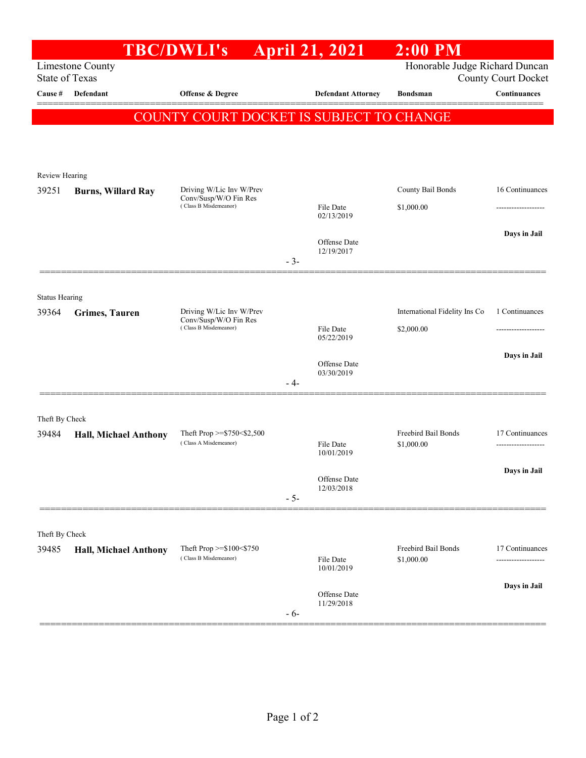# TBC/DWLI's April 21, 2021 2:00 PM

Limestone County
State of Texas

Honorable Judge Richard Duncan
County Court Docket

**COUNTY COURT DOCKET IS SUBJECT TO CHANGE**

| Cause # | Defendant | Offense & Degree | Defendant Attorney | Bondsman | Continuances |
|---|---|---|---|---|---|
| **Review Hearing** | | | | | |
| 39251 | **Burns, Willard Ray** | Driving W/Lic Inv W/Prev Conv/Susp/W/O Fin Res (Class B Misdemeanor) | File Date 02/13/2019; Offense Date 12/19/2017 | County Bail Bonds $1,000.00 | 16 Continuances; Days in Jail |
| | | | - 3- | | |
| **Status Hearing** | | | | | |
| 39364 | **Grimes, Tauren** | Driving W/Lic Inv W/Prev Conv/Susp/W/O Fin Res (Class B Misdemeanor) | File Date 05/22/2019; Offense Date 03/30/2019 | International Fidelity Ins Co $2,000.00 | 1 Continuances; Days in Jail |
| | | | - 4- | | |
| **Theft By Check** | | | | | |
| 39484 | **Hall, Michael Anthony** | Theft Prop >=$750<$2,500 (Class A Misdemeanor) | File Date 10/01/2019; Offense Date 12/03/2018 | Freebird Bail Bonds $1,000.00 | 17 Continuances; Days in Jail |
| | | | - 5- | | |
| **Theft By Check** | | | | | |
| 39485 | **Hall, Michael Anthony** | Theft Prop >=$100<$750 (Class B Misdemeanor) | File Date 10/01/2019; Offense Date 11/29/2018 | Freebird Bail Bonds $1,000.00 | 17 Continuances; Days in Jail |
| | | | - 6- | | |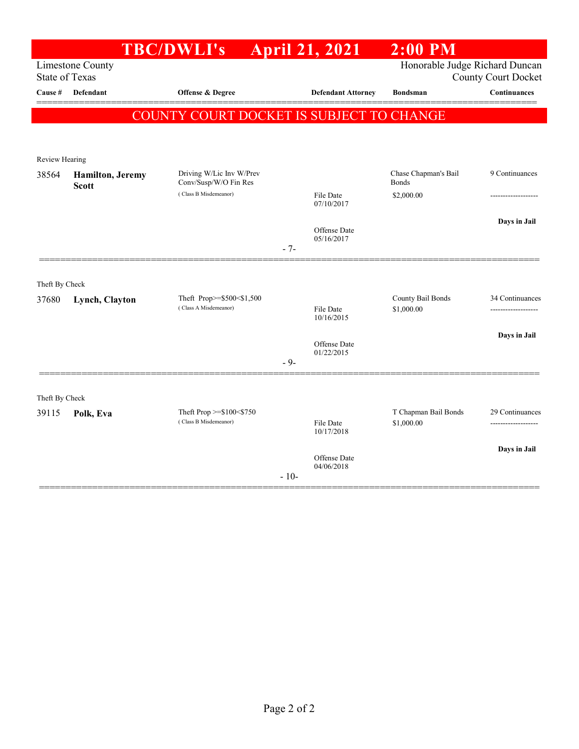# TBC/DWLI's April 21, 2021 2:00 PM

Limestone County
State of Texas

Honorable Judge Richard Duncan
County Court Docket

| Cause # | Defendant | Offense & Degree | Defendant Attorney | Bondsman | Continuances |
|---|---|---|---|---|---|

## COUNTY COURT DOCKET IS SUBJECT TO CHANGE

Review Hearing

| Cause # | Defendant | Offense & Degree | Defendant Attorney | Bondsman | Continuances |
|---|---|---|---|---|---|
| 38564 | **Hamilton, Jeremy Scott** | Driving W/Lic Inv W/Prev Conv/Susp/W/O Fin Res (Class B Misdemeanor) | File Date 07/10/2017 Offense Date 05/16/2017 | Chase Chapman's Bail Bonds $2,000.00 | 9 Continuances ------------------- **Days in Jail** |

- 7-

Theft By Check

| Cause # | Defendant | Offense & Degree | Defendant Attorney | Bondsman | Continuances |
|---|---|---|---|---|---|
| 37680 | **Lynch, Clayton** | Theft Prop>=$500<$1,500 (Class A Misdemeanor) | File Date 10/16/2015 Offense Date 01/22/2015 | County Bail Bonds $1,000.00 | 34 Continuances ------------------- **Days in Jail** |

- 9-

Theft By Check

| Cause # | Defendant | Offense & Degree | Defendant Attorney | Bondsman | Continuances |
|---|---|---|---|---|---|
| 39115 | **Polk, Eva** | Theft Prop >=$100<$750 (Class B Misdemeanor) | File Date 10/17/2018 Offense Date 04/06/2018 | T Chapman Bail Bonds $1,000.00 | 29 Continuances ------------------- **Days in Jail** |

- 10-